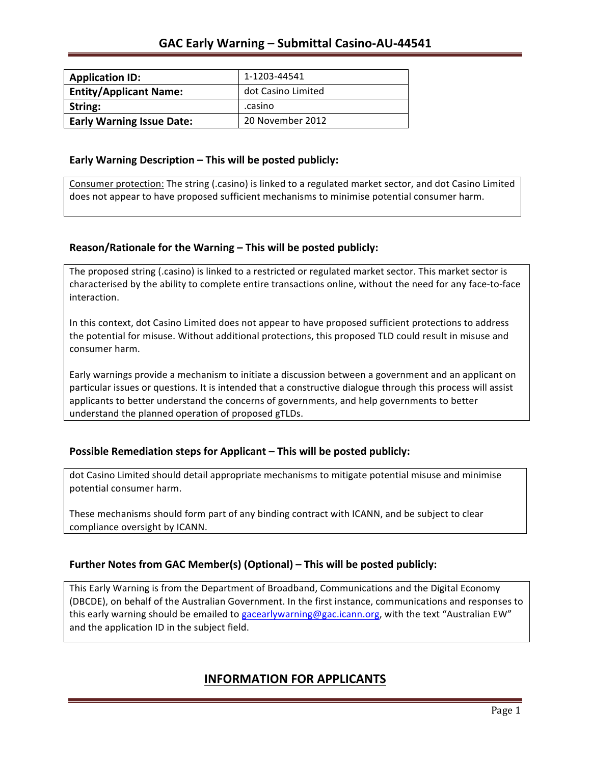# GAC Early Warning – Submittal Casino-AU-44541

| Application ID: | 1-1203-44541 |
|---|---|
| Entity/Applicant Name: | dot Casino Limited |
| String: | .casino |
| Early Warning Issue Date: | 20 November 2012 |

### Early Warning Description – This will be posted publicly:

Consumer protection: The string (.casino) is linked to a regulated market sector, and dot Casino Limited does not appear to have proposed sufficient mechanisms to minimise potential consumer harm.

### Reason/Rationale for the Warning – This will be posted publicly:

The proposed string (.casino) is linked to a restricted or regulated market sector. This market sector is characterised by the ability to complete entire transactions online, without the need for any face-to-face interaction.

In this context, dot Casino Limited does not appear to have proposed sufficient protections to address the potential for misuse. Without additional protections, this proposed TLD could result in misuse and consumer harm.

Early warnings provide a mechanism to initiate a discussion between a government and an applicant on particular issues or questions. It is intended that a constructive dialogue through this process will assist applicants to better understand the concerns of governments, and help governments to better understand the planned operation of proposed gTLDs.

### Possible Remediation steps for Applicant – This will be posted publicly:

dot Casino Limited should detail appropriate mechanisms to mitigate potential misuse and minimise potential consumer harm.

These mechanisms should form part of any binding contract with ICANN, and be subject to clear compliance oversight by ICANN.

### Further Notes from GAC Member(s) (Optional) – This will be posted publicly:

This Early Warning is from the Department of Broadband, Communications and the Digital Economy (DBCDE), on behalf of the Australian Government. In the first instance, communications and responses to this early warning should be emailed to gacearlywarning@gac.icann.org, with the text "Australian EW" and the application ID in the subject field.

## INFORMATION FOR APPLICANTS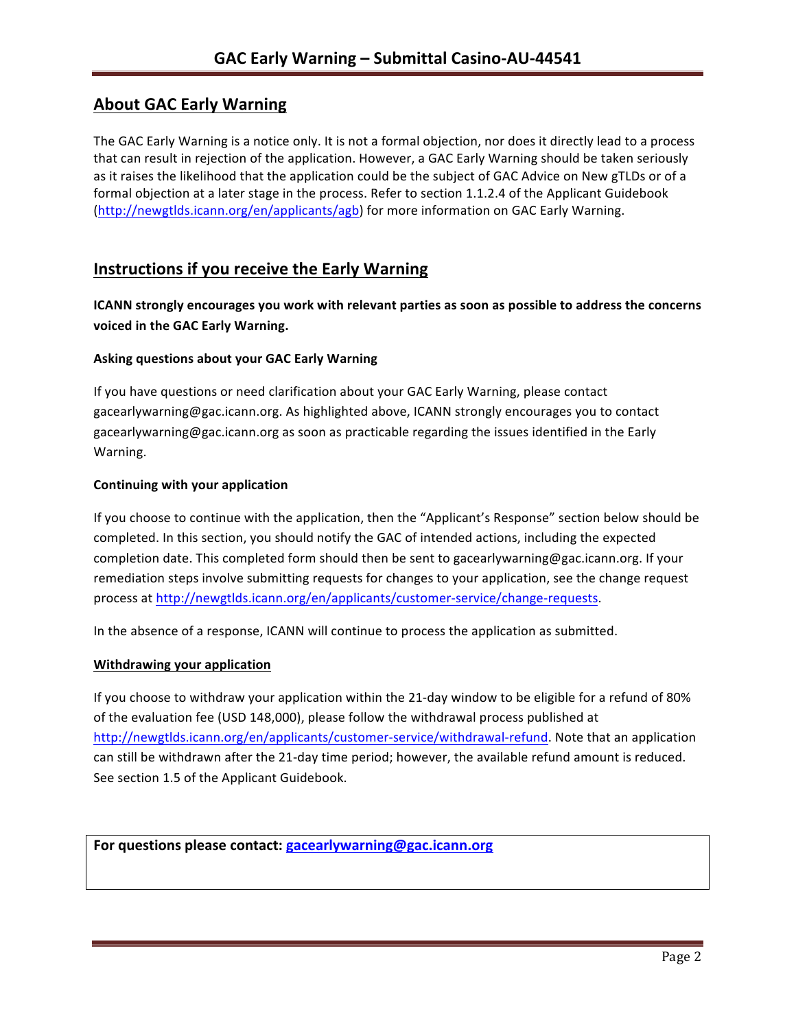## About GAC Early Warning

The GAC Early Warning is a notice only. It is not a formal objection, nor does it directly lead to a process that can result in rejection of the application. However, a GAC Early Warning should be taken seriously as it raises the likelihood that the application could be the subject of GAC Advice on New gTLDs or of a formal objection at a later stage in the process. Refer to section 1.1.2.4 of the Applicant Guidebook (http://newgtlds.icann.org/en/applicants/agb) for more information on GAC Early Warning.

## Instructions if you receive the Early Warning

**ICANN strongly encourages you work with relevant parties as soon as possible to address the concerns voiced in the GAC Early Warning.**

**Asking questions about your GAC Early Warning**

If you have questions or need clarification about your GAC Early Warning, please contact gacearlywarning@gac.icann.org. As highlighted above, ICANN strongly encourages you to contact gacearlywarning@gac.icann.org as soon as practicable regarding the issues identified in the Early Warning.

**Continuing with your application**

If you choose to continue with the application, then the "Applicant's Response" section below should be completed. In this section, you should notify the GAC of intended actions, including the expected completion date. This completed form should then be sent to gacearlywarning@gac.icann.org. If your remediation steps involve submitting requests for changes to your application, see the change request process at http://newgtlds.icann.org/en/applicants/customer-service/change-requests.

In the absence of a response, ICANN will continue to process the application as submitted.

**Withdrawing your application**

If you choose to withdraw your application within the 21-day window to be eligible for a refund of 80% of the evaluation fee (USD 148,000), please follow the withdrawal process published at http://newgtlds.icann.org/en/applicants/customer-service/withdrawal-refund. Note that an application can still be withdrawn after the 21-day time period; however, the available refund amount is reduced. See section 1.5 of the Applicant Guidebook.

**For questions please contact: gacearlywarning@gac.icann.org**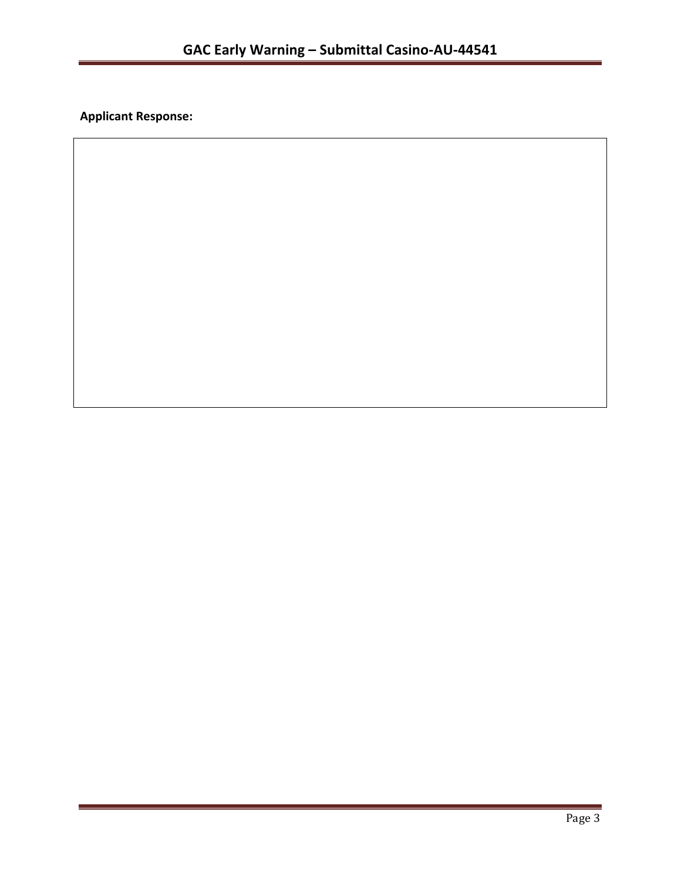**Applicant Response:**